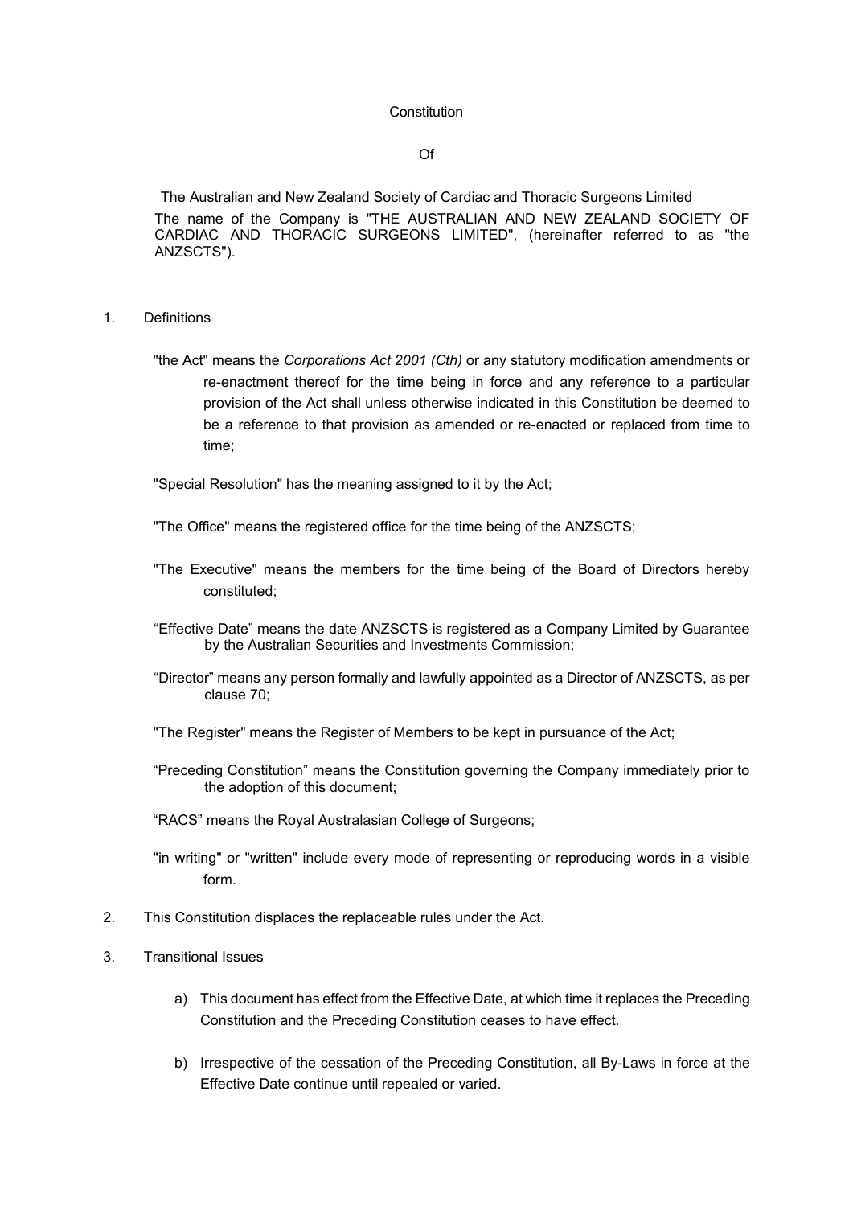# Constitution

# Of

## The Australian and New Zealand Society of Cardiac and Thoracic Surgeons Limited

The name of the Company is "THE AUSTRALIAN AND NEW ZEALAND SOCIETY OF CARDIAC AND THORACIC SURGEONS LIMITED", (hereinafter referred to as "the ANZSCTS").

1. Definitions

   "the Act" means the *Corporations Act 2001 (Cth)* or any statutory modification amendments or re-enactment thereof for the time being in force and any reference to a particular provision of the Act shall unless otherwise indicated in this Constitution be deemed to be a reference to that provision as amended or re-enacted or replaced from time to time;

   "Special Resolution" has the meaning assigned to it by the Act;

   "The Office" means the registered office for the time being of the ANZSCTS;

   "The Executive" means the members for the time being of the Board of Directors hereby constituted;

   "Effective Date" means the date ANZSCTS is registered as a Company Limited by Guarantee by the Australian Securities and Investments Commission;

   "Director" means any person formally and lawfully appointed as a Director of ANZSCTS, as per clause 70;

   "The Register" means the Register of Members to be kept in pursuance of the Act;

   "Preceding Constitution" means the Constitution governing the Company immediately prior to the adoption of this document;

   "RACS" means the Royal Australasian College of Surgeons;

   "in writing" or "written" include every mode of representing or reproducing words in a visible form.

2. This Constitution displaces the replaceable rules under the Act.

3. Transitional Issues

   a) This document has effect from the Effective Date, at which time it replaces the Preceding Constitution and the Preceding Constitution ceases to have effect.

   b) Irrespective of the cessation of the Preceding Constitution, all By-Laws in force at the Effective Date continue until repealed or varied.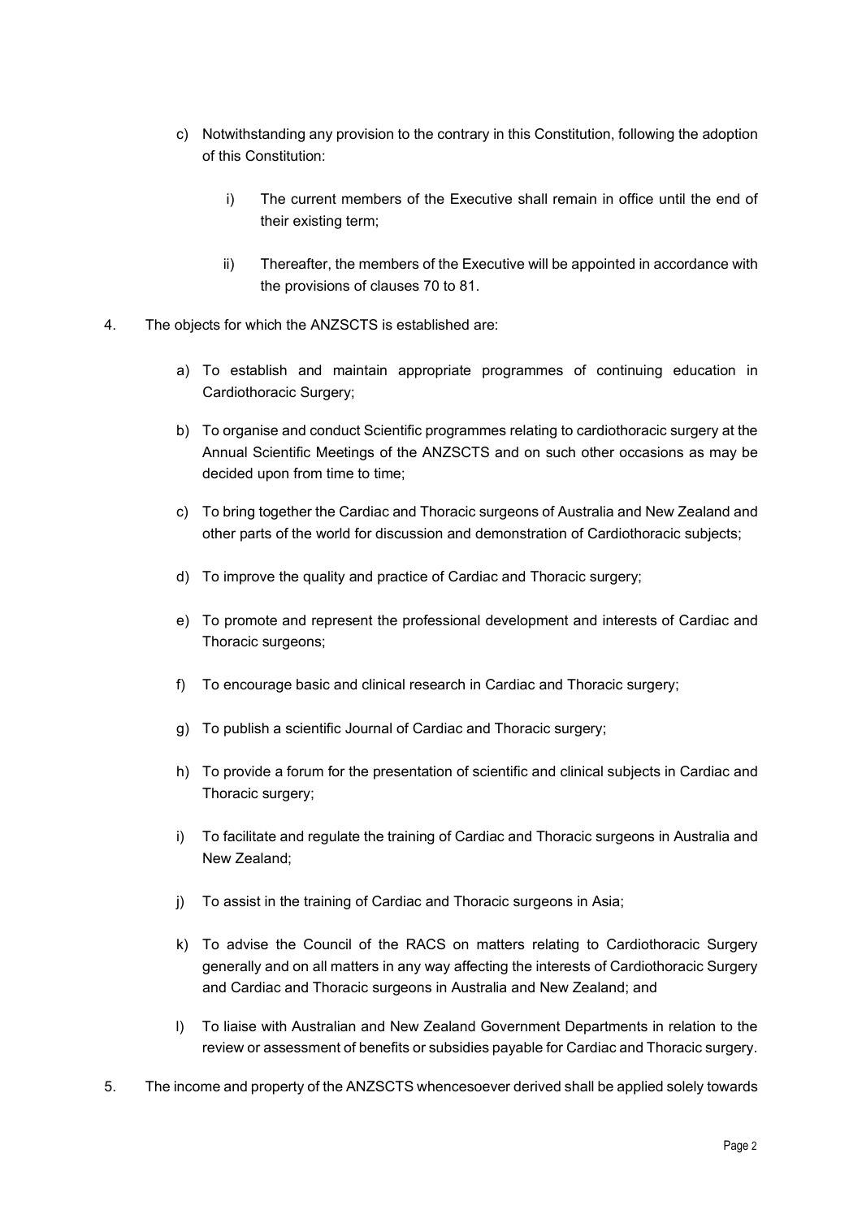c) Notwithstanding any provision to the contrary in this Constitution, following the adoption of this Constitution:

   i) The current members of the Executive shall remain in office until the end of their existing term;

   ii) Thereafter, the members of the Executive will be appointed in accordance with the provisions of clauses 70 to 81.

4. The objects for which the ANZSCTS is established are:

   a) To establish and maintain appropriate programmes of continuing education in Cardiothoracic Surgery;

   b) To organise and conduct Scientific programmes relating to cardiothoracic surgery at the Annual Scientific Meetings of the ANZSCTS and on such other occasions as may be decided upon from time to time;

   c) To bring together the Cardiac and Thoracic surgeons of Australia and New Zealand and other parts of the world for discussion and demonstration of Cardiothoracic subjects;

   d) To improve the quality and practice of Cardiac and Thoracic surgery;

   e) To promote and represent the professional development and interests of Cardiac and Thoracic surgeons;

   f) To encourage basic and clinical research in Cardiac and Thoracic surgery;

   g) To publish a scientific Journal of Cardiac and Thoracic surgery;

   h) To provide a forum for the presentation of scientific and clinical subjects in Cardiac and Thoracic surgery;

   i) To facilitate and regulate the training of Cardiac and Thoracic surgeons in Australia and New Zealand;

   j) To assist in the training of Cardiac and Thoracic surgeons in Asia;

   k) To advise the Council of the RACS on matters relating to Cardiothoracic Surgery generally and on all matters in any way affecting the interests of Cardiothoracic Surgery and Cardiac and Thoracic surgeons in Australia and New Zealand; and

   l) To liaise with Australian and New Zealand Government Departments in relation to the review or assessment of benefits or subsidies payable for Cardiac and Thoracic surgery.

5. The income and property of the ANZSCTS whencesoever derived shall be applied solely towards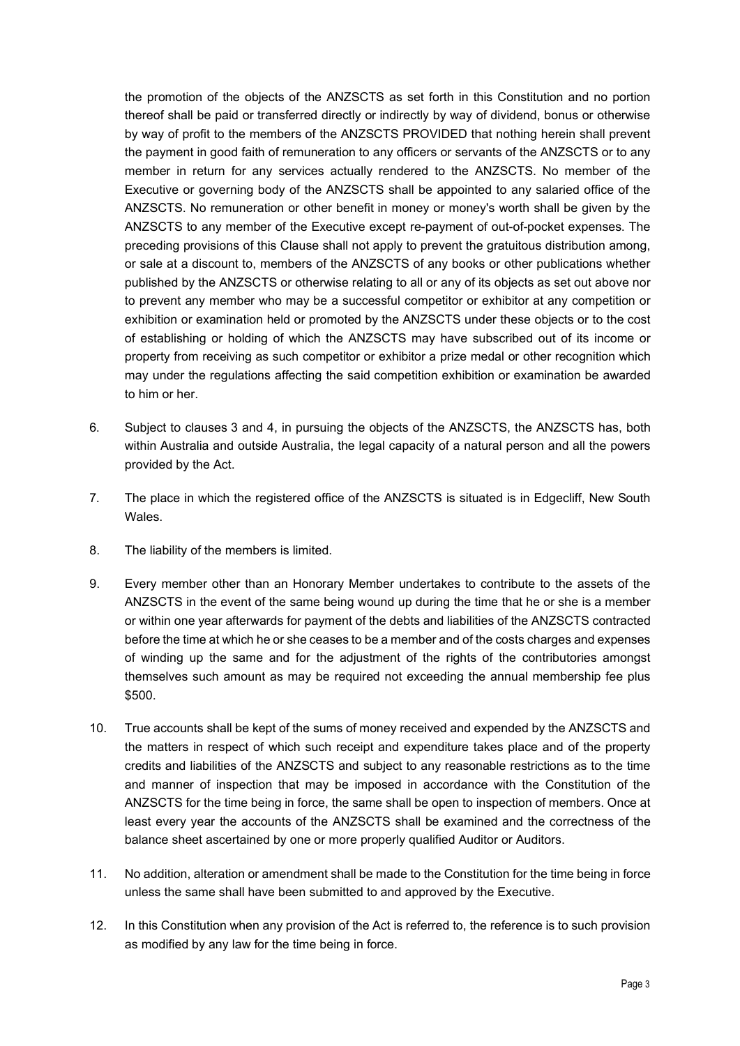the promotion of the objects of the ANZSCTS as set forth in this Constitution and no portion thereof shall be paid or transferred directly or indirectly by way of dividend, bonus or otherwise by way of profit to the members of the ANZSCTS PROVIDED that nothing herein shall prevent the payment in good faith of remuneration to any officers or servants of the ANZSCTS or to any member in return for any services actually rendered to the ANZSCTS. No member of the Executive or governing body of the ANZSCTS shall be appointed to any salaried office of the ANZSCTS. No remuneration or other benefit in money or money's worth shall be given by the ANZSCTS to any member of the Executive except re-payment of out-of-pocket expenses. The preceding provisions of this Clause shall not apply to prevent the gratuitous distribution among, or sale at a discount to, members of the ANZSCTS of any books or other publications whether published by the ANZSCTS or otherwise relating to all or any of its objects as set out above nor to prevent any member who may be a successful competitor or exhibitor at any competition or exhibition or examination held or promoted by the ANZSCTS under these objects or to the cost of establishing or holding of which the ANZSCTS may have subscribed out of its income or property from receiving as such competitor or exhibitor a prize medal or other recognition which may under the regulations affecting the said competition exhibition or examination be awarded to him or her.

6. Subject to clauses 3 and 4, in pursuing the objects of the ANZSCTS, the ANZSCTS has, both within Australia and outside Australia, the legal capacity of a natural person and all the powers provided by the Act.

7. The place in which the registered office of the ANZSCTS is situated is in Edgecliff, New South Wales.

8. The liability of the members is limited.

9. Every member other than an Honorary Member undertakes to contribute to the assets of the ANZSCTS in the event of the same being wound up during the time that he or she is a member or within one year afterwards for payment of the debts and liabilities of the ANZSCTS contracted before the time at which he or she ceases to be a member and of the costs charges and expenses of winding up the same and for the adjustment of the rights of the contributories amongst themselves such amount as may be required not exceeding the annual membership fee plus $500.

10. True accounts shall be kept of the sums of money received and expended by the ANZSCTS and the matters in respect of which such receipt and expenditure takes place and of the property credits and liabilities of the ANZSCTS and subject to any reasonable restrictions as to the time and manner of inspection that may be imposed in accordance with the Constitution of the ANZSCTS for the time being in force, the same shall be open to inspection of members. Once at least every year the accounts of the ANZSCTS shall be examined and the correctness of the balance sheet ascertained by one or more properly qualified Auditor or Auditors.

11. No addition, alteration or amendment shall be made to the Constitution for the time being in force unless the same shall have been submitted to and approved by the Executive.

12. In this Constitution when any provision of the Act is referred to, the reference is to such provision as modified by any law for the time being in force.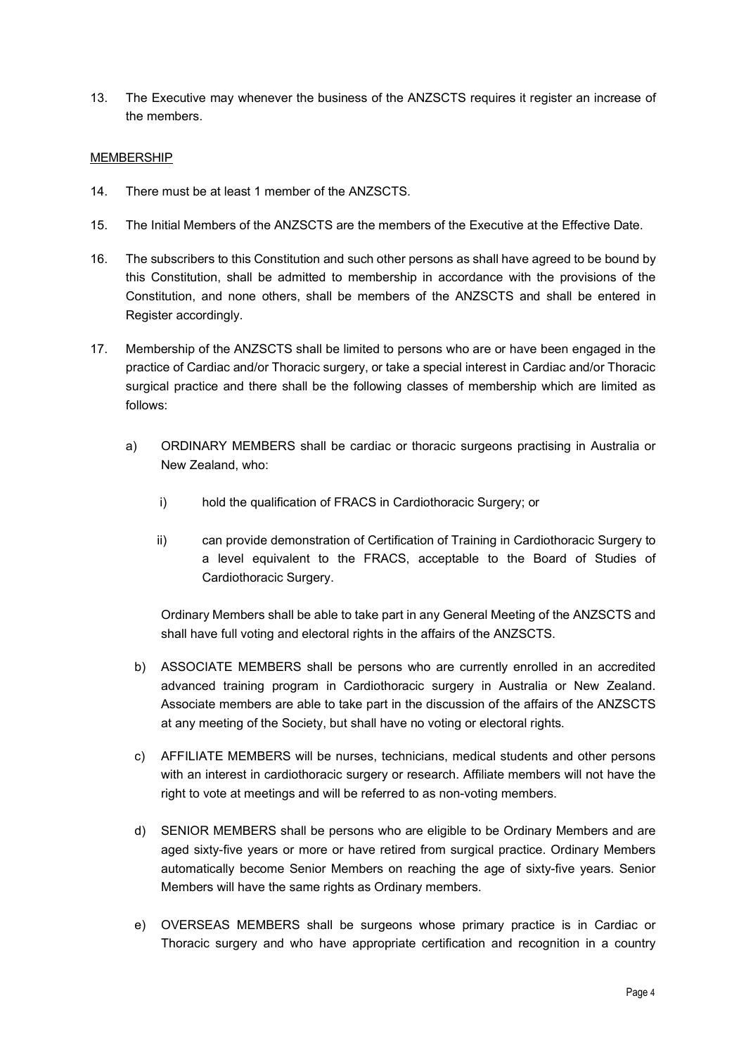13. The Executive may whenever the business of the ANZSCTS requires it register an increase of the members.

<u>MEMBERSHIP</u>

14. There must be at least 1 member of the ANZSCTS.

15. The Initial Members of the ANZSCTS are the members of the Executive at the Effective Date.

16. The subscribers to this Constitution and such other persons as shall have agreed to be bound by this Constitution, shall be admitted to membership in accordance with the provisions of the Constitution, and none others, shall be members of the ANZSCTS and shall be entered in Register accordingly.

17. Membership of the ANZSCTS shall be limited to persons who are or have been engaged in the practice of Cardiac and/or Thoracic surgery, or take a special interest in Cardiac and/or Thoracic surgical practice and there shall be the following classes of membership which are limited as follows:

    a) ORDINARY MEMBERS shall be cardiac or thoracic surgeons practising in Australia or New Zealand, who:

        i) hold the qualification of FRACS in Cardiothoracic Surgery; or

        ii) can provide demonstration of Certification of Training in Cardiothoracic Surgery to a level equivalent to the FRACS, acceptable to the Board of Studies of Cardiothoracic Surgery.

        Ordinary Members shall be able to take part in any General Meeting of the ANZSCTS and shall have full voting and electoral rights in the affairs of the ANZSCTS.

    b) ASSOCIATE MEMBERS shall be persons who are currently enrolled in an accredited advanced training program in Cardiothoracic surgery in Australia or New Zealand. Associate members are able to take part in the discussion of the affairs of the ANZSCTS at any meeting of the Society, but shall have no voting or electoral rights.

    c) AFFILIATE MEMBERS will be nurses, technicians, medical students and other persons with an interest in cardiothoracic surgery or research. Affiliate members will not have the right to vote at meetings and will be referred to as non-voting members.

    d) SENIOR MEMBERS shall be persons who are eligible to be Ordinary Members and are aged sixty-five years or more or have retired from surgical practice. Ordinary Members automatically become Senior Members on reaching the age of sixty-five years. Senior Members will have the same rights as Ordinary members.

    e) OVERSEAS MEMBERS shall be surgeons whose primary practice is in Cardiac or Thoracic surgery and who have appropriate certification and recognition in a country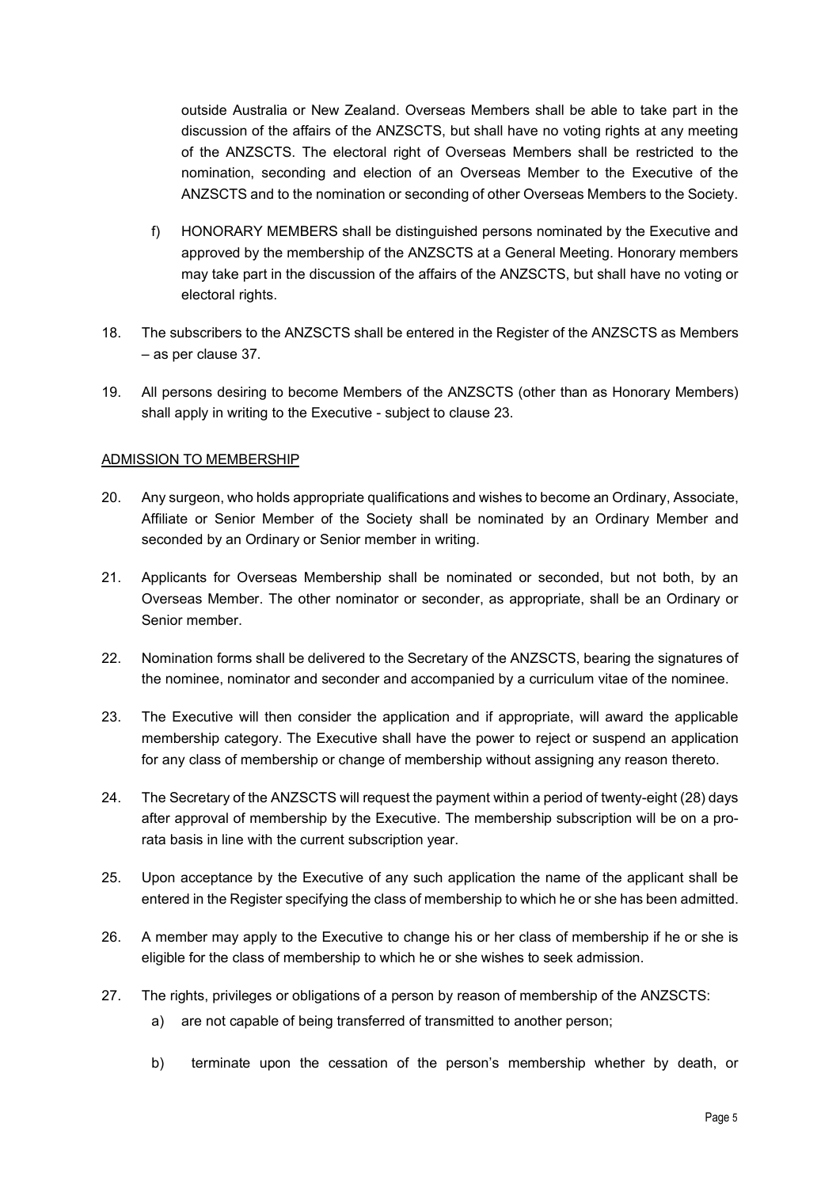outside Australia or New Zealand. Overseas Members shall be able to take part in the discussion of the affairs of the ANZSCTS, but shall have no voting rights at any meeting of the ANZSCTS. The electoral right of Overseas Members shall be restricted to the nomination, seconding and election of an Overseas Member to the Executive of the ANZSCTS and to the nomination or seconding of other Overseas Members to the Society.

f) HONORARY MEMBERS shall be distinguished persons nominated by the Executive and approved by the membership of the ANZSCTS at a General Meeting. Honorary members may take part in the discussion of the affairs of the ANZSCTS, but shall have no voting or electoral rights.

18. The subscribers to the ANZSCTS shall be entered in the Register of the ANZSCTS as Members – as per clause 37.

19. All persons desiring to become Members of the ANZSCTS (other than as Honorary Members) shall apply in writing to the Executive - subject to clause 23.

ADMISSION TO MEMBERSHIP

20. Any surgeon, who holds appropriate qualifications and wishes to become an Ordinary, Associate, Affiliate or Senior Member of the Society shall be nominated by an Ordinary Member and seconded by an Ordinary or Senior member in writing.

21. Applicants for Overseas Membership shall be nominated or seconded, but not both, by an Overseas Member. The other nominator or seconder, as appropriate, shall be an Ordinary or Senior member.

22. Nomination forms shall be delivered to the Secretary of the ANZSCTS, bearing the signatures of the nominee, nominator and seconder and accompanied by a curriculum vitae of the nominee.

23. The Executive will then consider the application and if appropriate, will award the applicable membership category. The Executive shall have the power to reject or suspend an application for any class of membership or change of membership without assigning any reason thereto.

24. The Secretary of the ANZSCTS will request the payment within a period of twenty-eight (28) days after approval of membership by the Executive. The membership subscription will be on a pro-rata basis in line with the current subscription year.

25. Upon acceptance by the Executive of any such application the name of the applicant shall be entered in the Register specifying the class of membership to which he or she has been admitted.

26. A member may apply to the Executive to change his or her class of membership if he or she is eligible for the class of membership to which he or she wishes to seek admission.

27. The rights, privileges or obligations of a person by reason of membership of the ANZSCTS:

 a) are not capable of being transferred of transmitted to another person;

 b) terminate upon the cessation of the person's membership whether by death, or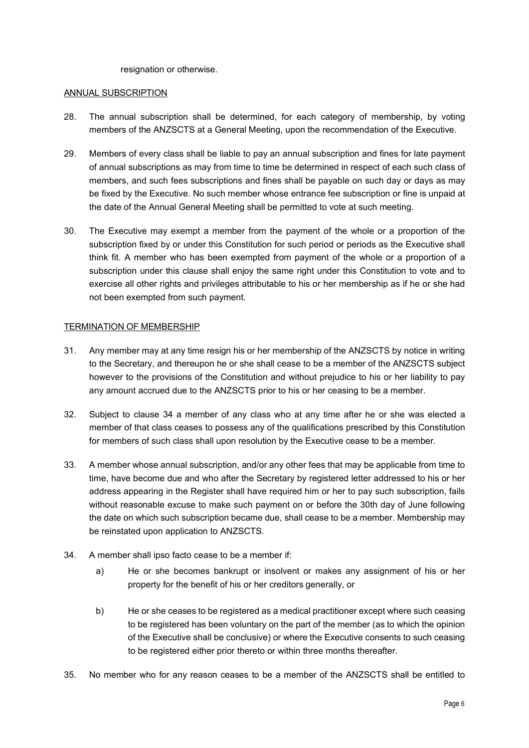resignation or otherwise.

ANNUAL SUBSCRIPTION

28. The annual subscription shall be determined, for each category of membership, by voting members of the ANZSCTS at a General Meeting, upon the recommendation of the Executive.

29. Members of every class shall be liable to pay an annual subscription and fines for late payment of annual subscriptions as may from time to time be determined in respect of each such class of members, and such fees subscriptions and fines shall be payable on such day or days as may be fixed by the Executive. No such member whose entrance fee subscription or fine is unpaid at the date of the Annual General Meeting shall be permitted to vote at such meeting.

30. The Executive may exempt a member from the payment of the whole or a proportion of the subscription fixed by or under this Constitution for such period or periods as the Executive shall think fit. A member who has been exempted from payment of the whole or a proportion of a subscription under this clause shall enjoy the same right under this Constitution to vote and to exercise all other rights and privileges attributable to his or her membership as if he or she had not been exempted from such payment.

TERMINATION OF MEMBERSHIP

31. Any member may at any time resign his or her membership of the ANZSCTS by notice in writing to the Secretary, and thereupon he or she shall cease to be a member of the ANZSCTS subject however to the provisions of the Constitution and without prejudice to his or her liability to pay any amount accrued due to the ANZSCTS prior to his or her ceasing to be a member.

32. Subject to clause 34 a member of any class who at any time after he or she was elected a member of that class ceases to possess any of the qualifications prescribed by this Constitution for members of such class shall upon resolution by the Executive cease to be a member.

33. A member whose annual subscription, and/or any other fees that may be applicable from time to time, have become due and who after the Secretary by registered letter addressed to his or her address appearing in the Register shall have required him or her to pay such subscription, fails without reasonable excuse to make such payment on or before the 30th day of June following the date on which such subscription became due, shall cease to be a member. Membership may be reinstated upon application to ANZSCTS.

34. A member shall ipso facto cease to be a member if:

    a) He or she becomes bankrupt or insolvent or makes any assignment of his or her property for the benefit of his or her creditors generally, or

    b) He or she ceases to be registered as a medical practitioner except where such ceasing to be registered has been voluntary on the part of the member (as to which the opinion of the Executive shall be conclusive) or where the Executive consents to such ceasing to be registered either prior thereto or within three months thereafter.

35. No member who for any reason ceases to be a member of the ANZSCTS shall be entitled to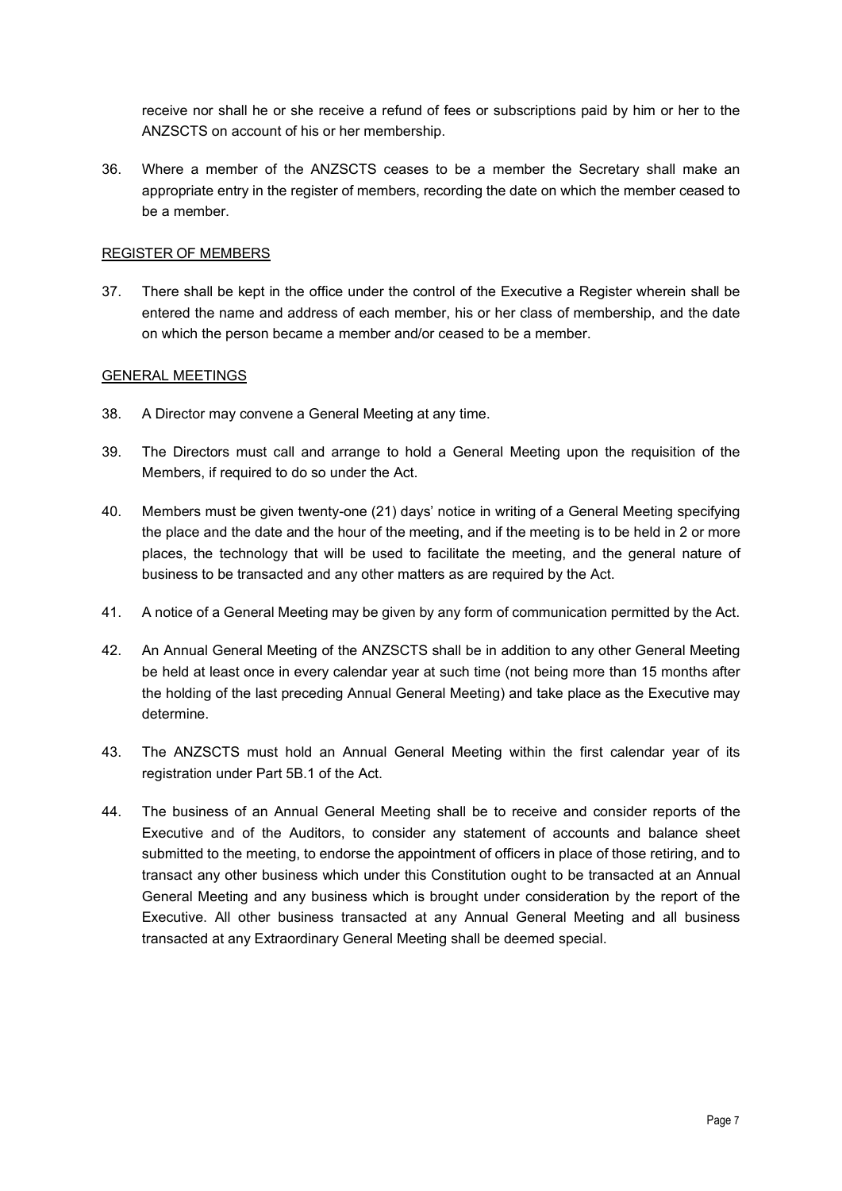receive nor shall he or she receive a refund of fees or subscriptions paid by him or her to the ANZSCTS on account of his or her membership.

36. Where a member of the ANZSCTS ceases to be a member the Secretary shall make an appropriate entry in the register of members, recording the date on which the member ceased to be a member.

<u>REGISTER OF MEMBERS</u>

37. There shall be kept in the office under the control of the Executive a Register wherein shall be entered the name and address of each member, his or her class of membership, and the date on which the person became a member and/or ceased to be a member.

<u>GENERAL MEETINGS</u>

38. A Director may convene a General Meeting at any time.

39. The Directors must call and arrange to hold a General Meeting upon the requisition of the Members, if required to do so under the Act.

40. Members must be given twenty-one (21) days' notice in writing of a General Meeting specifying the place and the date and the hour of the meeting, and if the meeting is to be held in 2 or more places, the technology that will be used to facilitate the meeting, and the general nature of business to be transacted and any other matters as are required by the Act.

41. A notice of a General Meeting may be given by any form of communication permitted by the Act.

42. An Annual General Meeting of the ANZSCTS shall be in addition to any other General Meeting be held at least once in every calendar year at such time (not being more than 15 months after the holding of the last preceding Annual General Meeting) and take place as the Executive may determine.

43. The ANZSCTS must hold an Annual General Meeting within the first calendar year of its registration under Part 5B.1 of the Act.

44. The business of an Annual General Meeting shall be to receive and consider reports of the Executive and of the Auditors, to consider any statement of accounts and balance sheet submitted to the meeting, to endorse the appointment of officers in place of those retiring, and to transact any other business which under this Constitution ought to be transacted at an Annual General Meeting and any business which is brought under consideration by the report of the Executive. All other business transacted at any Annual General Meeting and all business transacted at any Extraordinary General Meeting shall be deemed special.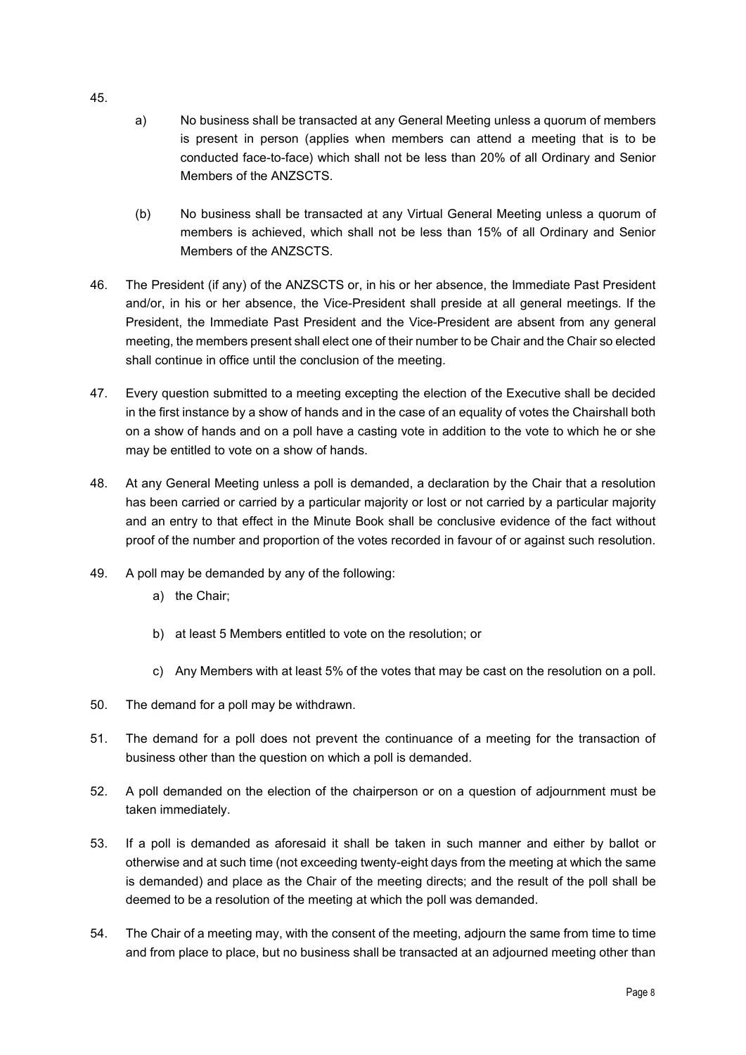45.

a) No business shall be transacted at any General Meeting unless a quorum of members is present in person (applies when members can attend a meeting that is to be conducted face-to-face) which shall not be less than 20% of all Ordinary and Senior Members of the ANZSCTS.

(b) No business shall be transacted at any Virtual General Meeting unless a quorum of members is achieved, which shall not be less than 15% of all Ordinary and Senior Members of the ANZSCTS.

46. The President (if any) of the ANZSCTS or, in his or her absence, the Immediate Past President and/or, in his or her absence, the Vice-President shall preside at all general meetings. If the President, the Immediate Past President and the Vice-President are absent from any general meeting, the members present shall elect one of their number to be Chair and the Chair so elected shall continue in office until the conclusion of the meeting.

47. Every question submitted to a meeting excepting the election of the Executive shall be decided in the first instance by a show of hands and in the case of an equality of votes the Chairshall both on a show of hands and on a poll have a casting vote in addition to the vote to which he or she may be entitled to vote on a show of hands.

48. At any General Meeting unless a poll is demanded, a declaration by the Chair that a resolution has been carried or carried by a particular majority or lost or not carried by a particular majority and an entry to that effect in the Minute Book shall be conclusive evidence of the fact without proof of the number and proportion of the votes recorded in favour of or against such resolution.

49. A poll may be demanded by any of the following:

a) the Chair;

b) at least 5 Members entitled to vote on the resolution; or

c) Any Members with at least 5% of the votes that may be cast on the resolution on a poll.

50. The demand for a poll may be withdrawn.

51. The demand for a poll does not prevent the continuance of a meeting for the transaction of business other than the question on which a poll is demanded.

52. A poll demanded on the election of the chairperson or on a question of adjournment must be taken immediately.

53. If a poll is demanded as aforesaid it shall be taken in such manner and either by ballot or otherwise and at such time (not exceeding twenty-eight days from the meeting at which the same is demanded) and place as the Chair of the meeting directs; and the result of the poll shall be deemed to be a resolution of the meeting at which the poll was demanded.

54. The Chair of a meeting may, with the consent of the meeting, adjourn the same from time to time and from place to place, but no business shall be transacted at an adjourned meeting other than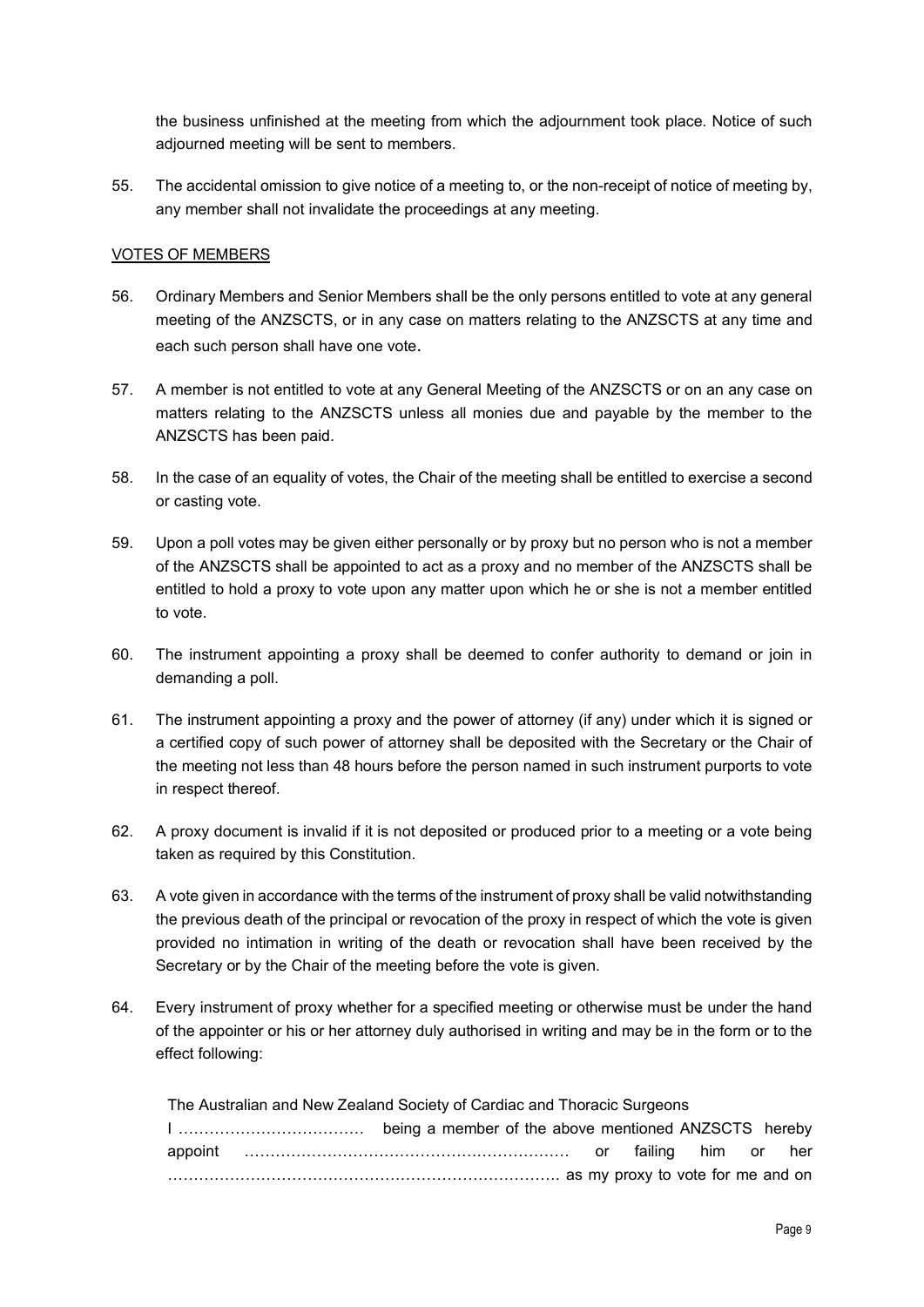the business unfinished at the meeting from which the adjournment took place. Notice of such adjourned meeting will be sent to members.

55. The accidental omission to give notice of a meeting to, or the non-receipt of notice of meeting by, any member shall not invalidate the proceedings at any meeting.

## VOTES OF MEMBERS

56. Ordinary Members and Senior Members shall be the only persons entitled to vote at any general meeting of the ANZSCTS, or in any case on matters relating to the ANZSCTS at any time and each such person shall have one vote.

57. A member is not entitled to vote at any General Meeting of the ANZSCTS or on an any case on matters relating to the ANZSCTS unless all monies due and payable by the member to the ANZSCTS has been paid.

58. In the case of an equality of votes, the Chair of the meeting shall be entitled to exercise a second or casting vote.

59. Upon a poll votes may be given either personally or by proxy but no person who is not a member of the ANZSCTS shall be appointed to act as a proxy and no member of the ANZSCTS shall be entitled to hold a proxy to vote upon any matter upon which he or she is not a member entitled to vote.

60. The instrument appointing a proxy shall be deemed to confer authority to demand or join in demanding a poll.

61. The instrument appointing a proxy and the power of attorney (if any) under which it is signed or a certified copy of such power of attorney shall be deposited with the Secretary or the Chair of the meeting not less than 48 hours before the person named in such instrument purports to vote in respect thereof.

62. A proxy document is invalid if it is not deposited or produced prior to a meeting or a vote being taken as required by this Constitution.

63. A vote given in accordance with the terms of the instrument of proxy shall be valid notwithstanding the previous death of the principal or revocation of the proxy in respect of which the vote is given provided no intimation in writing of the death or revocation shall have been received by the Secretary or by the Chair of the meeting before the vote is given.

64. Every instrument of proxy whether for a specified meeting or otherwise must be under the hand of the appointer or his or her attorney duly authorised in writing and may be in the form or to the effect following:

 The Australian and New Zealand Society of Cardiac and Thoracic Surgeons
 I ……………………………… being a member of the above mentioned ANZSCTS hereby appoint ……………………………………………………… or failing him or her ………………………………………………………………… as my proxy to vote for me and on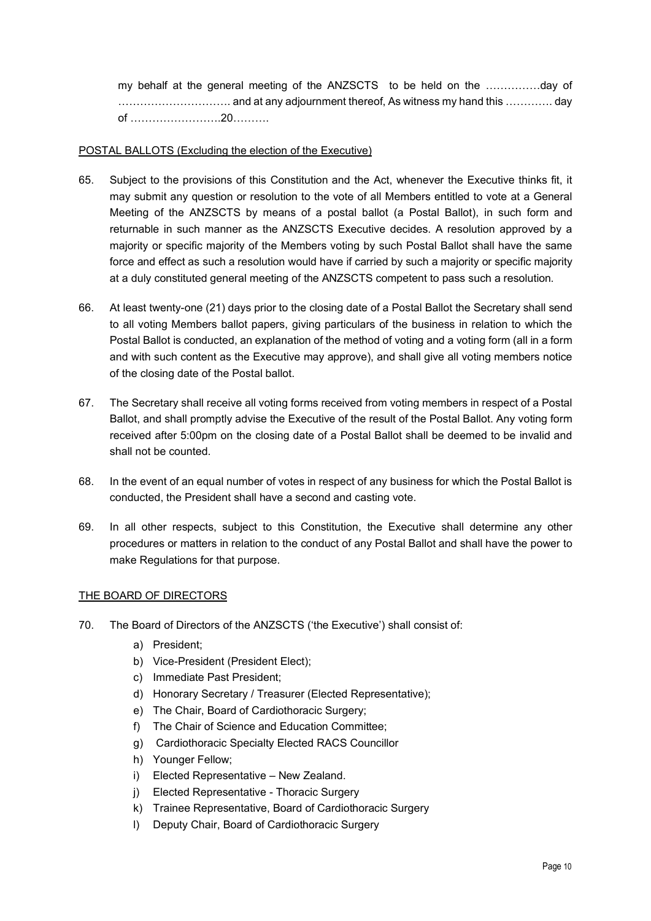my behalf at the general meeting of the ANZSCTS to be held on the ……………day of …………………………. and at any adjournment thereof, As witness my hand this …………. day of …………………….20……….

POSTAL BALLOTS (Excluding the election of the Executive)

65. Subject to the provisions of this Constitution and the Act, whenever the Executive thinks fit, it may submit any question or resolution to the vote of all Members entitled to vote at a General Meeting of the ANZSCTS by means of a postal ballot (a Postal Ballot), in such form and returnable in such manner as the ANZSCTS Executive decides. A resolution approved by a majority or specific majority of the Members voting by such Postal Ballot shall have the same force and effect as such a resolution would have if carried by such a majority or specific majority at a duly constituted general meeting of the ANZSCTS competent to pass such a resolution.

66. At least twenty-one (21) days prior to the closing date of a Postal Ballot the Secretary shall send to all voting Members ballot papers, giving particulars of the business in relation to which the Postal Ballot is conducted, an explanation of the method of voting and a voting form (all in a form and with such content as the Executive may approve), and shall give all voting members notice of the closing date of the Postal ballot.

67. The Secretary shall receive all voting forms received from voting members in respect of a Postal Ballot, and shall promptly advise the Executive of the result of the Postal Ballot. Any voting form received after 5:00pm on the closing date of a Postal Ballot shall be deemed to be invalid and shall not be counted.

68. In the event of an equal number of votes in respect of any business for which the Postal Ballot is conducted, the President shall have a second and casting vote.

69. In all other respects, subject to this Constitution, the Executive shall determine any other procedures or matters in relation to the conduct of any Postal Ballot and shall have the power to make Regulations for that purpose.

THE BOARD OF DIRECTORS

70. The Board of Directors of the ANZSCTS ('the Executive') shall consist of:
    a) President;
    b) Vice-President (President Elect);
    c) Immediate Past President;
    d) Honorary Secretary / Treasurer (Elected Representative);
    e) The Chair, Board of Cardiothoracic Surgery;
    f) The Chair of Science and Education Committee;
    g) Cardiothoracic Specialty Elected RACS Councillor
    h) Younger Fellow;
    i) Elected Representative – New Zealand.
    j) Elected Representative - Thoracic Surgery
    k) Trainee Representative, Board of Cardiothoracic Surgery
    l) Deputy Chair, Board of Cardiothoracic Surgery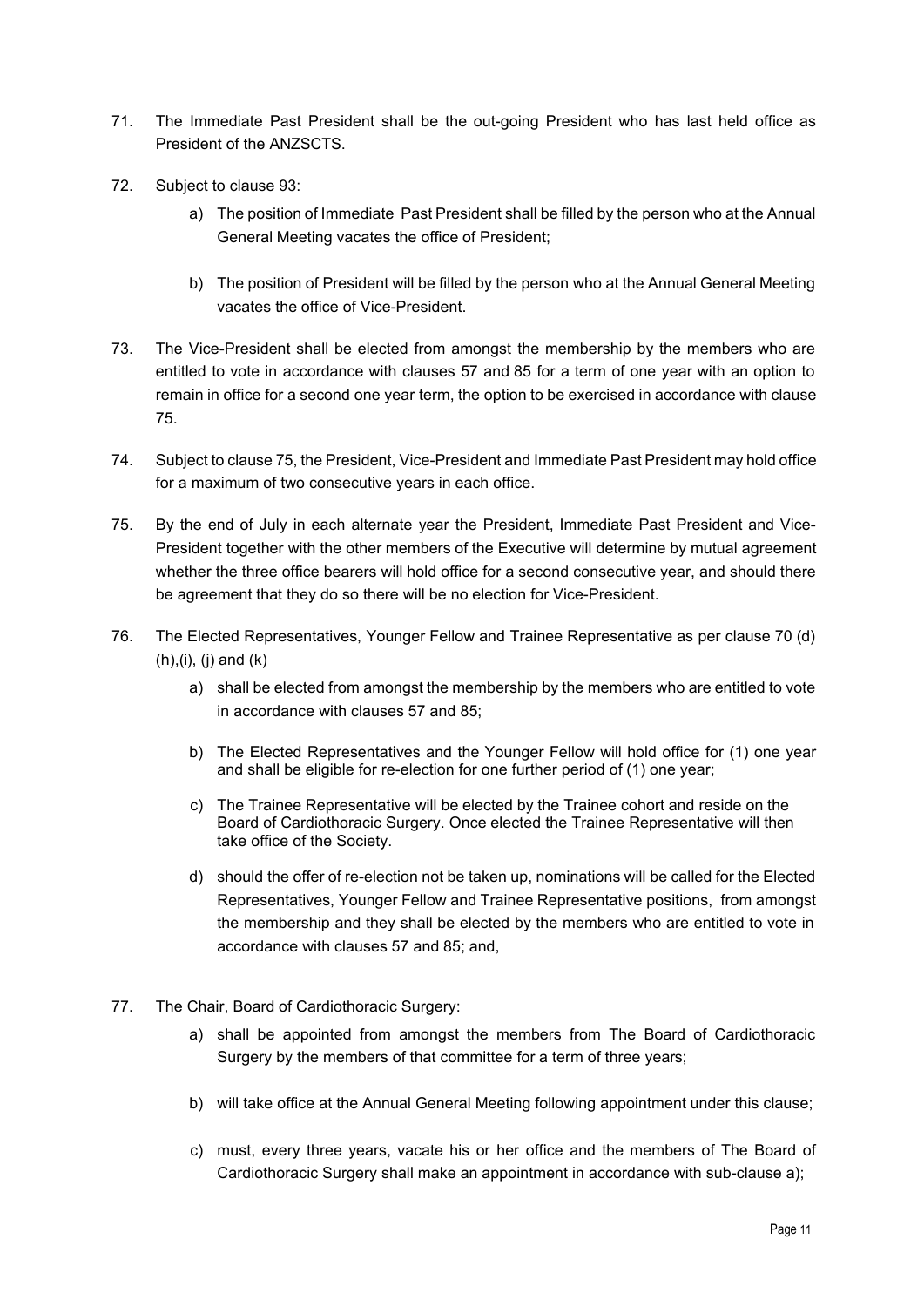71. The Immediate Past President shall be the out-going President who has last held office as President of the ANZSCTS.

72. Subject to clause 93:

    a) The position of Immediate Past President shall be filled by the person who at the Annual General Meeting vacates the office of President;

    b) The position of President will be filled by the person who at the Annual General Meeting vacates the office of Vice-President.

73. The Vice-President shall be elected from amongst the membership by the members who are entitled to vote in accordance with clauses 57 and 85 for a term of one year with an option to remain in office for a second one year term, the option to be exercised in accordance with clause 75.

74. Subject to clause 75, the President, Vice-President and Immediate Past President may hold office for a maximum of two consecutive years in each office.

75. By the end of July in each alternate year the President, Immediate Past President and Vice-President together with the other members of the Executive will determine by mutual agreement whether the three office bearers will hold office for a second consecutive year, and should there be agreement that they do so there will be no election for Vice-President.

76. The Elected Representatives, Younger Fellow and Trainee Representative as per clause 70 (d) (h),(i), (j) and (k)

    a) shall be elected from amongst the membership by the members who are entitled to vote in accordance with clauses 57 and 85;

    b) The Elected Representatives and the Younger Fellow will hold office for (1) one year and shall be eligible for re-election for one further period of (1) one year;

    c) The Trainee Representative will be elected by the Trainee cohort and reside on the Board of Cardiothoracic Surgery. Once elected the Trainee Representative will then take office of the Society.

    d) should the offer of re-election not be taken up, nominations will be called for the Elected Representatives, Younger Fellow and Trainee Representative positions, from amongst the membership and they shall be elected by the members who are entitled to vote in accordance with clauses 57 and 85; and,

77. The Chair, Board of Cardiothoracic Surgery:

    a) shall be appointed from amongst the members from The Board of Cardiothoracic Surgery by the members of that committee for a term of three years;

    b) will take office at the Annual General Meeting following appointment under this clause;

    c) must, every three years, vacate his or her office and the members of The Board of Cardiothoracic Surgery shall make an appointment in accordance with sub-clause a);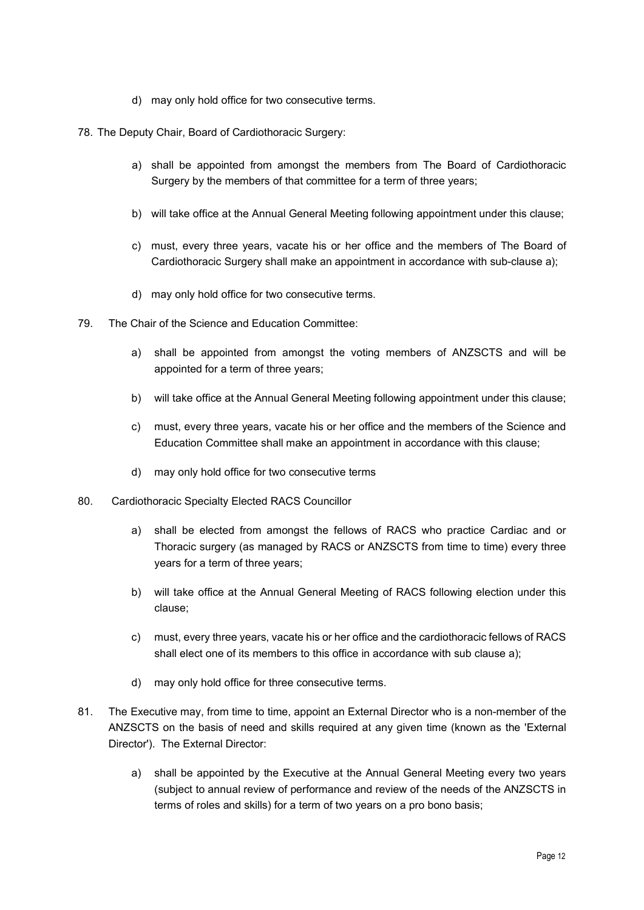d) may only hold office for two consecutive terms.

78. The Deputy Chair, Board of Cardiothoracic Surgery:

    a) shall be appointed from amongst the members from The Board of Cardiothoracic Surgery by the members of that committee for a term of three years;

    b) will take office at the Annual General Meeting following appointment under this clause;

    c) must, every three years, vacate his or her office and the members of The Board of Cardiothoracic Surgery shall make an appointment in accordance with sub-clause a);

    d) may only hold office for two consecutive terms.

79. The Chair of the Science and Education Committee:

    a) shall be appointed from amongst the voting members of ANZSCTS and will be appointed for a term of three years;

    b) will take office at the Annual General Meeting following appointment under this clause;

    c) must, every three years, vacate his or her office and the members of the Science and Education Committee shall make an appointment in accordance with this clause;

    d) may only hold office for two consecutive terms

80. Cardiothoracic Specialty Elected RACS Councillor

    a) shall be elected from amongst the fellows of RACS who practice Cardiac and or Thoracic surgery (as managed by RACS or ANZSCTS from time to time) every three years for a term of three years;

    b) will take office at the Annual General Meeting of RACS following election under this clause;

    c) must, every three years, vacate his or her office and the cardiothoracic fellows of RACS shall elect one of its members to this office in accordance with sub clause a);

    d) may only hold office for three consecutive terms.

81. The Executive may, from time to time, appoint an External Director who is a non-member of the ANZSCTS on the basis of need and skills required at any given time (known as the 'External Director'). The External Director:

    a) shall be appointed by the Executive at the Annual General Meeting every two years (subject to annual review of performance and review of the needs of the ANZSCTS in terms of roles and skills) for a term of two years on a pro bono basis;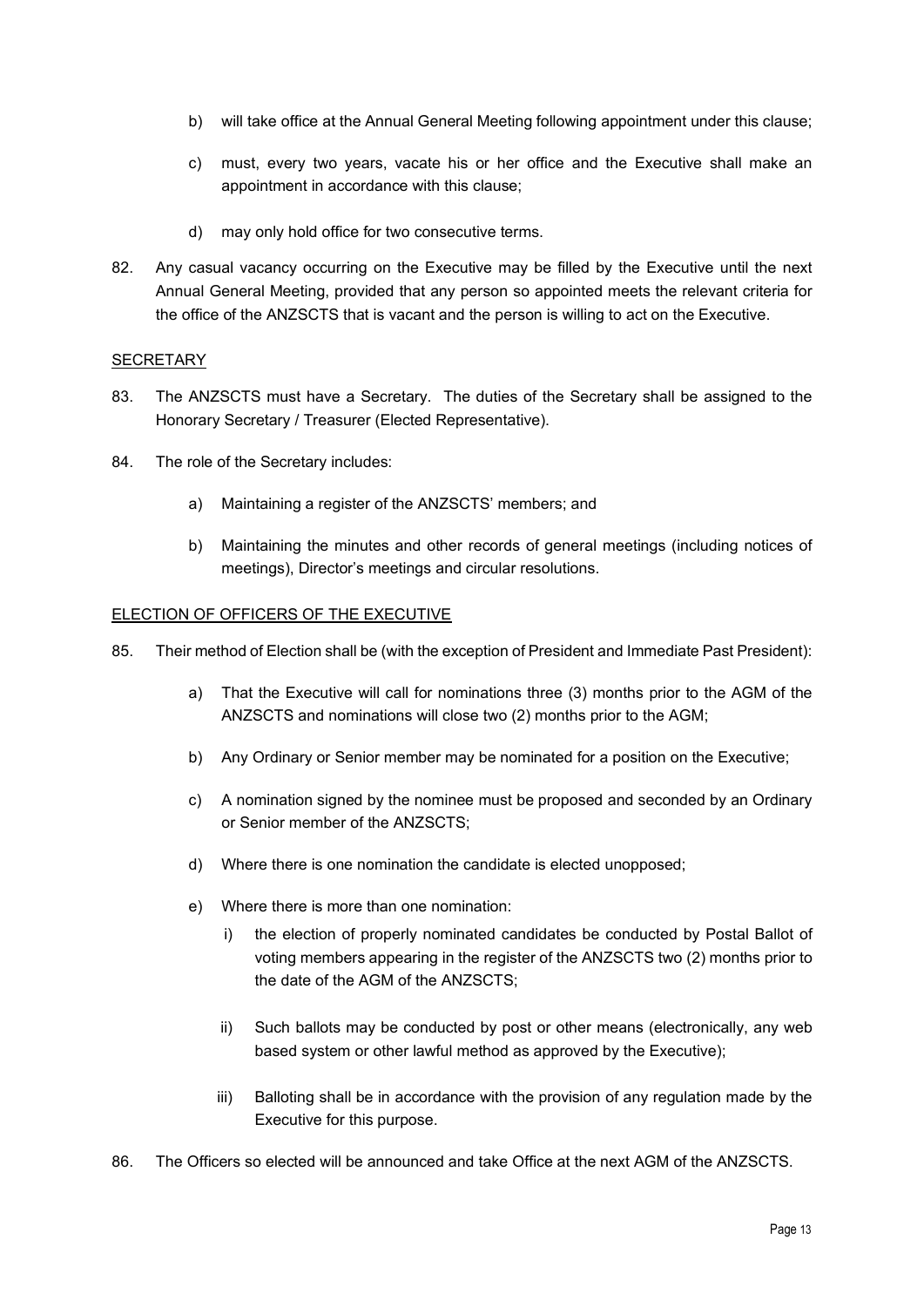b) will take office at the Annual General Meeting following appointment under this clause;

c) must, every two years, vacate his or her office and the Executive shall make an appointment in accordance with this clause;

d) may only hold office for two consecutive terms.

82. Any casual vacancy occurring on the Executive may be filled by the Executive until the next Annual General Meeting, provided that any person so appointed meets the relevant criteria for the office of the ANZSCTS that is vacant and the person is willing to act on the Executive.

<u>SECRETARY</u>

83. The ANZSCTS must have a Secretary. The duties of the Secretary shall be assigned to the Honorary Secretary / Treasurer (Elected Representative).

84. The role of the Secretary includes:

a) Maintaining a register of the ANZSCTS' members; and

b) Maintaining the minutes and other records of general meetings (including notices of meetings), Director's meetings and circular resolutions.

<u>ELECTION OF OFFICERS OF THE EXECUTIVE</u>

85. Their method of Election shall be (with the exception of President and Immediate Past President):

a) That the Executive will call for nominations three (3) months prior to the AGM of the ANZSCTS and nominations will close two (2) months prior to the AGM;

b) Any Ordinary or Senior member may be nominated for a position on the Executive;

c) A nomination signed by the nominee must be proposed and seconded by an Ordinary or Senior member of the ANZSCTS;

d) Where there is one nomination the candidate is elected unopposed;

e) Where there is more than one nomination:

i) the election of properly nominated candidates be conducted by Postal Ballot of voting members appearing in the register of the ANZSCTS two (2) months prior to the date of the AGM of the ANZSCTS;

ii) Such ballots may be conducted by post or other means (electronically, any web based system or other lawful method as approved by the Executive);

iii) Balloting shall be in accordance with the provision of any regulation made by the Executive for this purpose.

86. The Officers so elected will be announced and take Office at the next AGM of the ANZSCTS.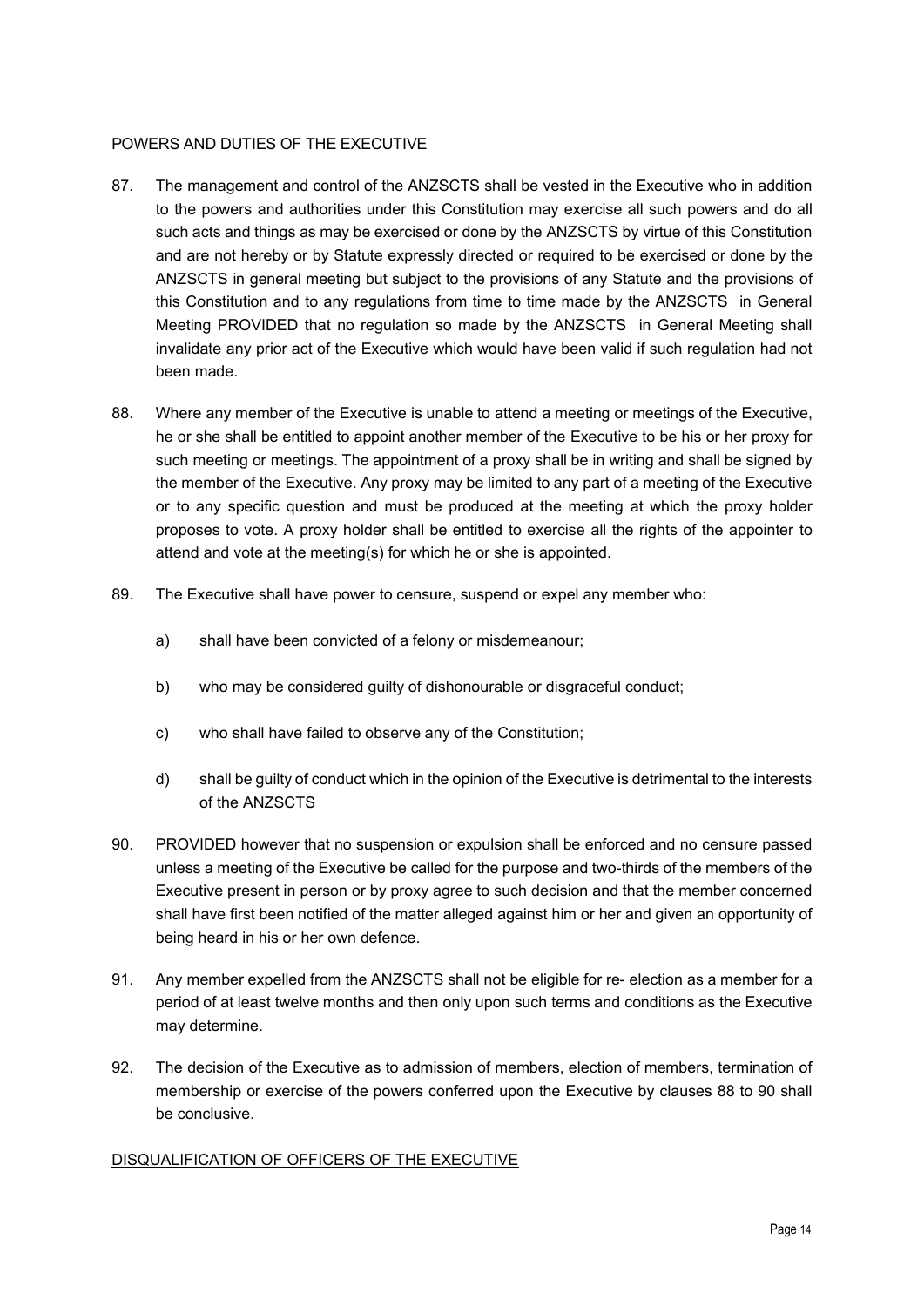## POWERS AND DUTIES OF THE EXECUTIVE

87. The management and control of the ANZSCTS shall be vested in the Executive who in addition to the powers and authorities under this Constitution may exercise all such powers and do all such acts and things as may be exercised or done by the ANZSCTS by virtue of this Constitution and are not hereby or by Statute expressly directed or required to be exercised or done by the ANZSCTS in general meeting but subject to the provisions of any Statute and the provisions of this Constitution and to any regulations from time to time made by the ANZSCTS in General Meeting PROVIDED that no regulation so made by the ANZSCTS in General Meeting shall invalidate any prior act of the Executive which would have been valid if such regulation had not been made.

88. Where any member of the Executive is unable to attend a meeting or meetings of the Executive, he or she shall be entitled to appoint another member of the Executive to be his or her proxy for such meeting or meetings. The appointment of a proxy shall be in writing and shall be signed by the member of the Executive. Any proxy may be limited to any part of a meeting of the Executive or to any specific question and must be produced at the meeting at which the proxy holder proposes to vote. A proxy holder shall be entitled to exercise all the rights of the appointer to attend and vote at the meeting(s) for which he or she is appointed.

89. The Executive shall have power to censure, suspend or expel any member who:

    a) shall have been convicted of a felony or misdemeanour;

    b) who may be considered guilty of dishonourable or disgraceful conduct;

    c) who shall have failed to observe any of the Constitution;

    d) shall be guilty of conduct which in the opinion of the Executive is detrimental to the interests of the ANZSCTS

90. PROVIDED however that no suspension or expulsion shall be enforced and no censure passed unless a meeting of the Executive be called for the purpose and two-thirds of the members of the Executive present in person or by proxy agree to such decision and that the member concerned shall have first been notified of the matter alleged against him or her and given an opportunity of being heard in his or her own defence.

91. Any member expelled from the ANZSCTS shall not be eligible for re- election as a member for a period of at least twelve months and then only upon such terms and conditions as the Executive may determine.

92. The decision of the Executive as to admission of members, election of members, termination of membership or exercise of the powers conferred upon the Executive by clauses 88 to 90 shall be conclusive.

## DISQUALIFICATION OF OFFICERS OF THE EXECUTIVE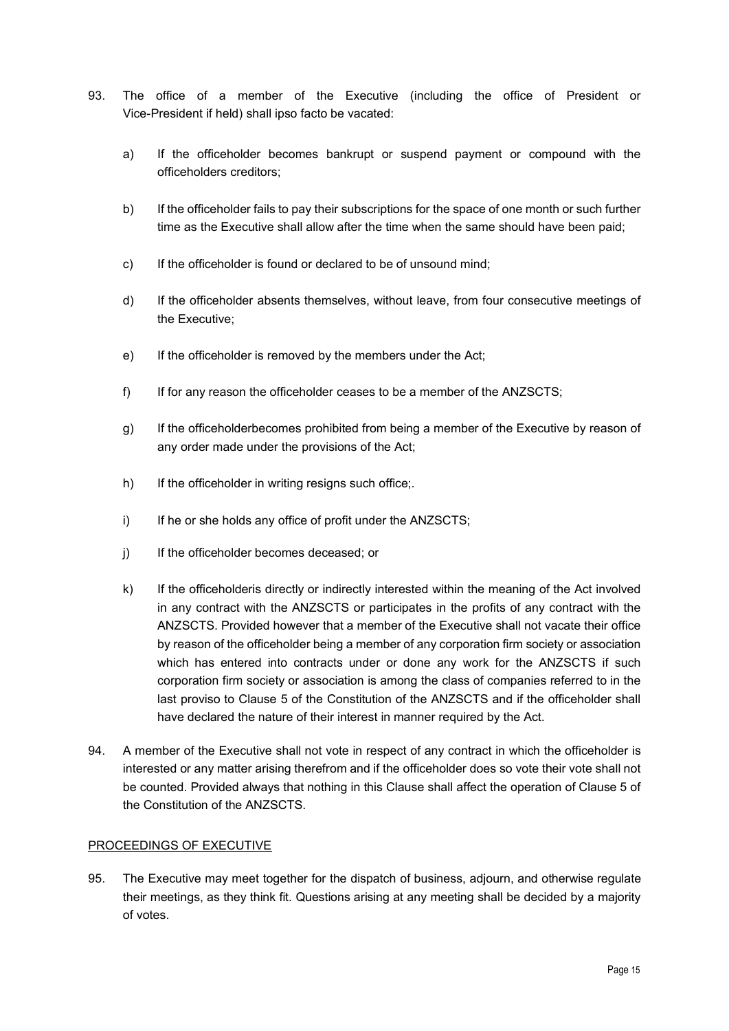93. The office of a member of the Executive (including the office of President or Vice-President if held) shall ipso facto be vacated:

    a) If the officeholder becomes bankrupt or suspend payment or compound with the officeholders creditors;

    b) If the officeholder fails to pay their subscriptions for the space of one month or such further time as the Executive shall allow after the time when the same should have been paid;

    c) If the officeholder is found or declared to be of unsound mind;

    d) If the officeholder absents themselves, without leave, from four consecutive meetings of the Executive;

    e) If the officeholder is removed by the members under the Act;

    f) If for any reason the officeholder ceases to be a member of the ANZSCTS;

    g) If the officeholderbecomes prohibited from being a member of the Executive by reason of any order made under the provisions of the Act;

    h) If the officeholder in writing resigns such office;.

    i) If he or she holds any office of profit under the ANZSCTS;

    j) If the officeholder becomes deceased; or

    k) If the officeholderis directly or indirectly interested within the meaning of the Act involved in any contract with the ANZSCTS or participates in the profits of any contract with the ANZSCTS. Provided however that a member of the Executive shall not vacate their office by reason of the officeholder being a member of any corporation firm society or association which has entered into contracts under or done any work for the ANZSCTS if such corporation firm society or association is among the class of companies referred to in the last proviso to Clause 5 of the Constitution of the ANZSCTS and if the officeholder shall have declared the nature of their interest in manner required by the Act.

94. A member of the Executive shall not vote in respect of any contract in which the officeholder is interested or any matter arising therefrom and if the officeholder does so vote their vote shall not be counted. Provided always that nothing in this Clause shall affect the operation of Clause 5 of the Constitution of the ANZSCTS.

PROCEEDINGS OF EXECUTIVE

95. The Executive may meet together for the dispatch of business, adjourn, and otherwise regulate their meetings, as they think fit. Questions arising at any meeting shall be decided by a majority of votes.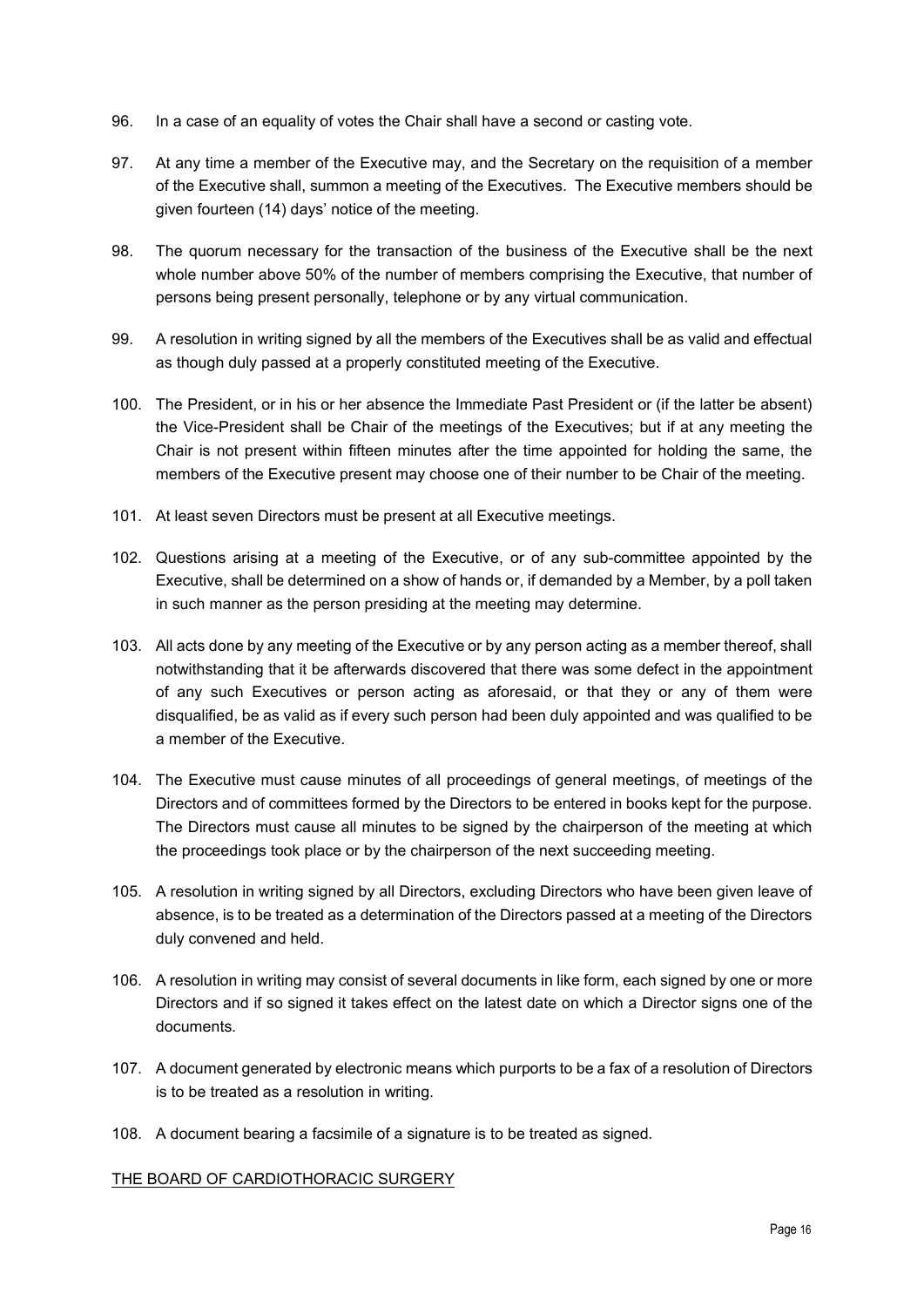96. In a case of an equality of votes the Chair shall have a second or casting vote.

97. At any time a member of the Executive may, and the Secretary on the requisition of a member of the Executive shall, summon a meeting of the Executives. The Executive members should be given fourteen (14) days' notice of the meeting.

98. The quorum necessary for the transaction of the business of the Executive shall be the next whole number above 50% of the number of members comprising the Executive, that number of persons being present personally, telephone or by any virtual communication.

99. A resolution in writing signed by all the members of the Executives shall be as valid and effectual as though duly passed at a properly constituted meeting of the Executive.

100. The President, or in his or her absence the Immediate Past President or (if the latter be absent) the Vice-President shall be Chair of the meetings of the Executives; but if at any meeting the Chair is not present within fifteen minutes after the time appointed for holding the same, the members of the Executive present may choose one of their number to be Chair of the meeting.

101. At least seven Directors must be present at all Executive meetings.

102. Questions arising at a meeting of the Executive, or of any sub-committee appointed by the Executive, shall be determined on a show of hands or, if demanded by a Member, by a poll taken in such manner as the person presiding at the meeting may determine.

103. All acts done by any meeting of the Executive or by any person acting as a member thereof, shall notwithstanding that it be afterwards discovered that there was some defect in the appointment of any such Executives or person acting as aforesaid, or that they or any of them were disqualified, be as valid as if every such person had been duly appointed and was qualified to be a member of the Executive.

104. The Executive must cause minutes of all proceedings of general meetings, of meetings of the Directors and of committees formed by the Directors to be entered in books kept for the purpose. The Directors must cause all minutes to be signed by the chairperson of the meeting at which the proceedings took place or by the chairperson of the next succeeding meeting.

105. A resolution in writing signed by all Directors, excluding Directors who have been given leave of absence, is to be treated as a determination of the Directors passed at a meeting of the Directors duly convened and held.

106. A resolution in writing may consist of several documents in like form, each signed by one or more Directors and if so signed it takes effect on the latest date on which a Director signs one of the documents.

107. A document generated by electronic means which purports to be a fax of a resolution of Directors is to be treated as a resolution in writing.

108. A document bearing a facsimile of a signature is to be treated as signed.

## THE BOARD OF CARDIOTHORACIC SURGERY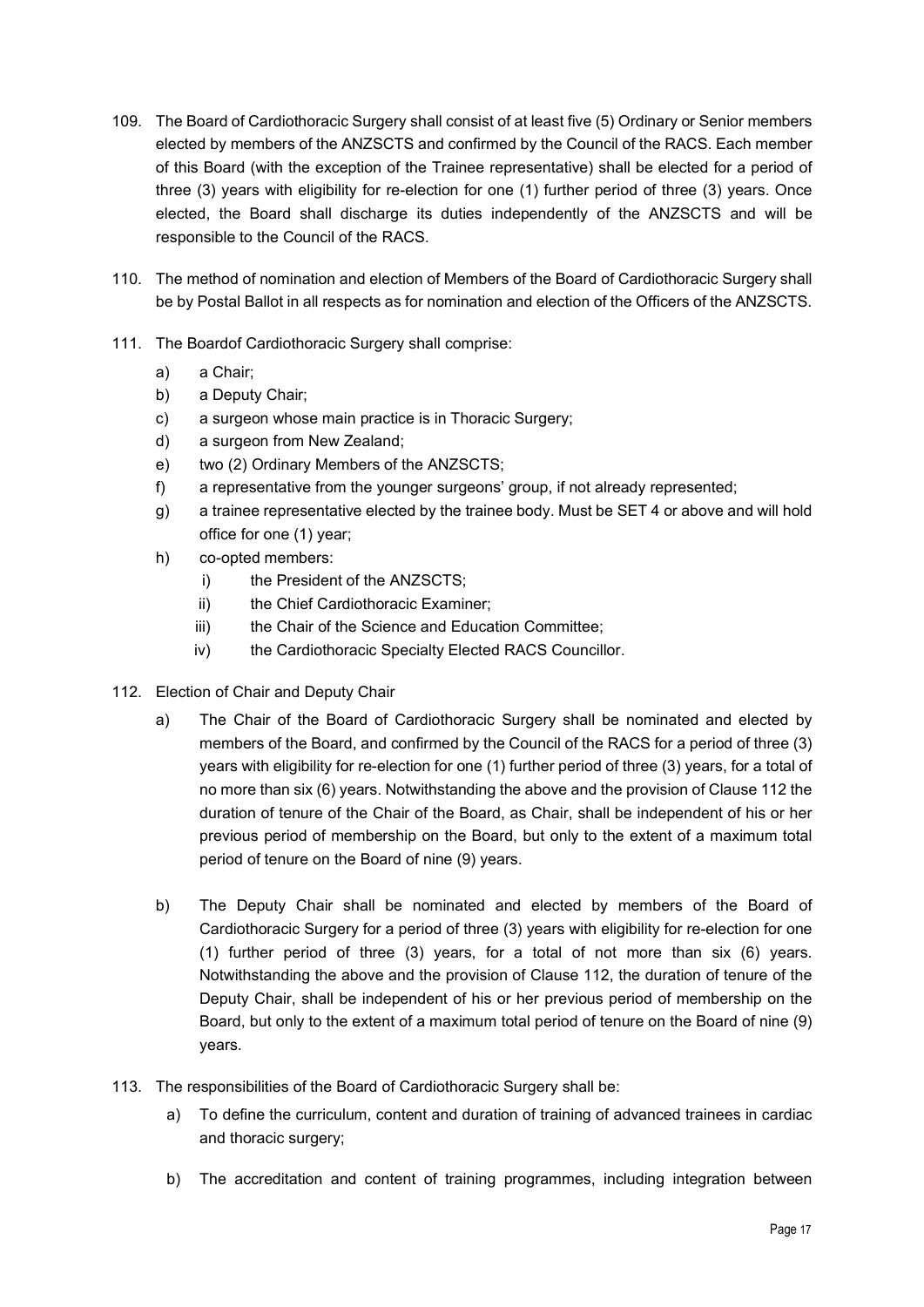109. The Board of Cardiothoracic Surgery shall consist of at least five (5) Ordinary or Senior members elected by members of the ANZSCTS and confirmed by the Council of the RACS. Each member of this Board (with the exception of the Trainee representative) shall be elected for a period of three (3) years with eligibility for re-election for one (1) further period of three (3) years. Once elected, the Board shall discharge its duties independently of the ANZSCTS and will be responsible to the Council of the RACS.

110. The method of nomination and election of Members of the Board of Cardiothoracic Surgery shall be by Postal Ballot in all respects as for nomination and election of the Officers of the ANZSCTS.

111. The Boardof Cardiothoracic Surgery shall comprise:

    a) a Chair;
    b) a Deputy Chair;
    c) a surgeon whose main practice is in Thoracic Surgery;
    d) a surgeon from New Zealand;
    e) two (2) Ordinary Members of the ANZSCTS;
    f) a representative from the younger surgeons' group, if not already represented;
    g) a trainee representative elected by the trainee body. Must be SET 4 or above and will hold office for one (1) year;
    h) co-opted members:
        i) the President of the ANZSCTS;
        ii) the Chief Cardiothoracic Examiner;
        iii) the Chair of the Science and Education Committee;
        iv) the Cardiothoracic Specialty Elected RACS Councillor.

112. Election of Chair and Deputy Chair

    a) The Chair of the Board of Cardiothoracic Surgery shall be nominated and elected by members of the Board, and confirmed by the Council of the RACS for a period of three (3) years with eligibility for re-election for one (1) further period of three (3) years, for a total of no more than six (6) years. Notwithstanding the above and the provision of Clause 112 the duration of tenure of the Chair of the Board, as Chair, shall be independent of his or her previous period of membership on the Board, but only to the extent of a maximum total period of tenure on the Board of nine (9) years.

    b) The Deputy Chair shall be nominated and elected by members of the Board of Cardiothoracic Surgery for a period of three (3) years with eligibility for re-election for one (1) further period of three (3) years, for a total of not more than six (6) years. Notwithstanding the above and the provision of Clause 112, the duration of tenure of the Deputy Chair, shall be independent of his or her previous period of membership on the Board, but only to the extent of a maximum total period of tenure on the Board of nine (9) years.

113. The responsibilities of the Board of Cardiothoracic Surgery shall be:

    a) To define the curriculum, content and duration of training of advanced trainees in cardiac and thoracic surgery;

    b) The accreditation and content of training programmes, including integration between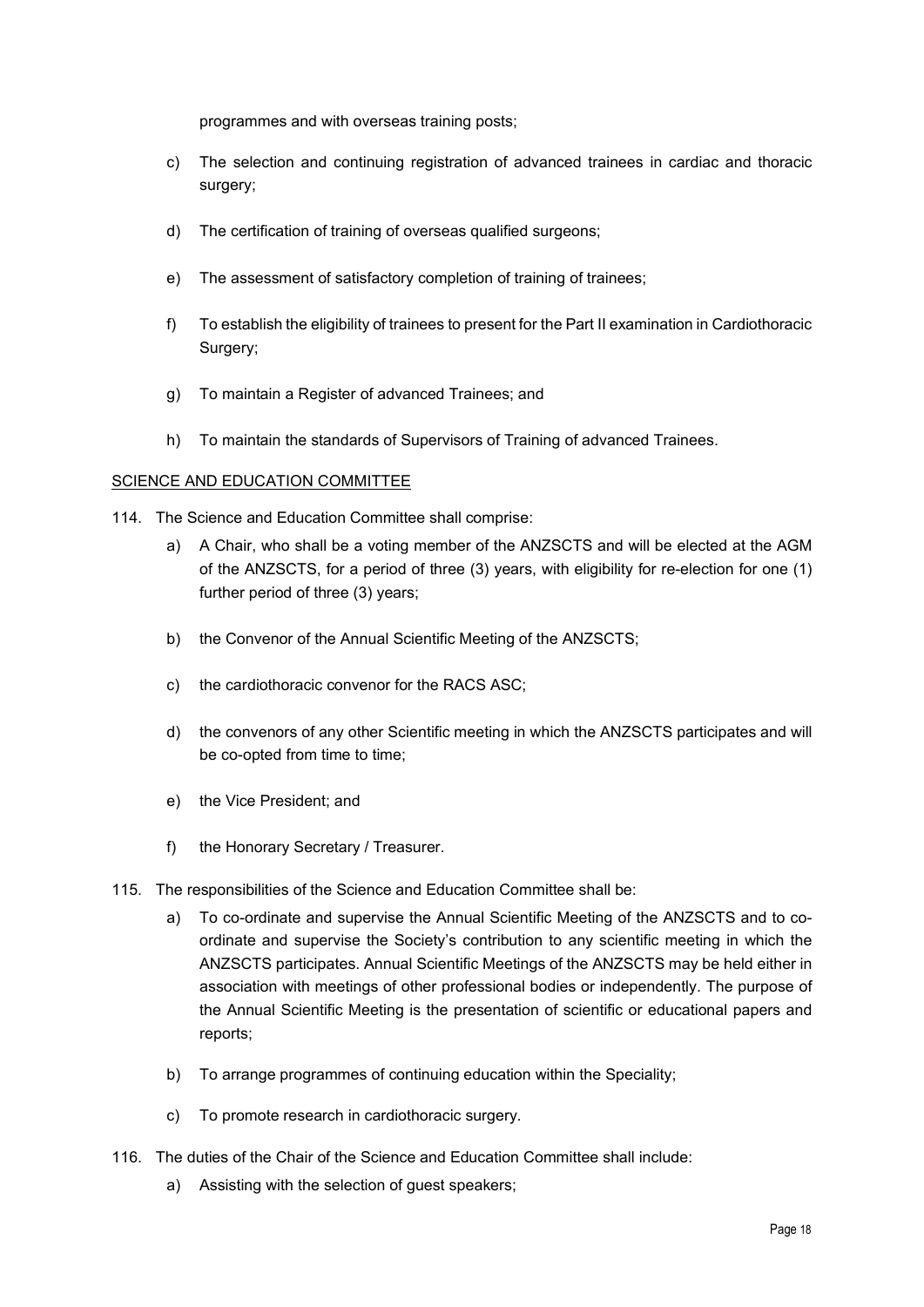programmes and with overseas training posts;

c) The selection and continuing registration of advanced trainees in cardiac and thoracic surgery;

d) The certification of training of overseas qualified surgeons;

e) The assessment of satisfactory completion of training of trainees;

f) To establish the eligibility of trainees to present for the Part II examination in Cardiothoracic Surgery;

g) To maintain a Register of advanced Trainees; and

h) To maintain the standards of Supervisors of Training of advanced Trainees.

SCIENCE AND EDUCATION COMMITTEE

114. The Science and Education Committee shall comprise:

a) A Chair, who shall be a voting member of the ANZSCTS and will be elected at the AGM of the ANZSCTS, for a period of three (3) years, with eligibility for re-election for one (1) further period of three (3) years;

b) the Convenor of the Annual Scientific Meeting of the ANZSCTS;

c) the cardiothoracic convenor for the RACS ASC;

d) the convenors of any other Scientific meeting in which the ANZSCTS participates and will be co-opted from time to time;

e) the Vice President; and

f) the Honorary Secretary / Treasurer.

115. The responsibilities of the Science and Education Committee shall be:

a) To co-ordinate and supervise the Annual Scientific Meeting of the ANZSCTS and to co-ordinate and supervise the Society's contribution to any scientific meeting in which the ANZSCTS participates. Annual Scientific Meetings of the ANZSCTS may be held either in association with meetings of other professional bodies or independently. The purpose of the Annual Scientific Meeting is the presentation of scientific or educational papers and reports;

b) To arrange programmes of continuing education within the Speciality;

c) To promote research in cardiothoracic surgery.

116. The duties of the Chair of the Science and Education Committee shall include:

a) Assisting with the selection of guest speakers;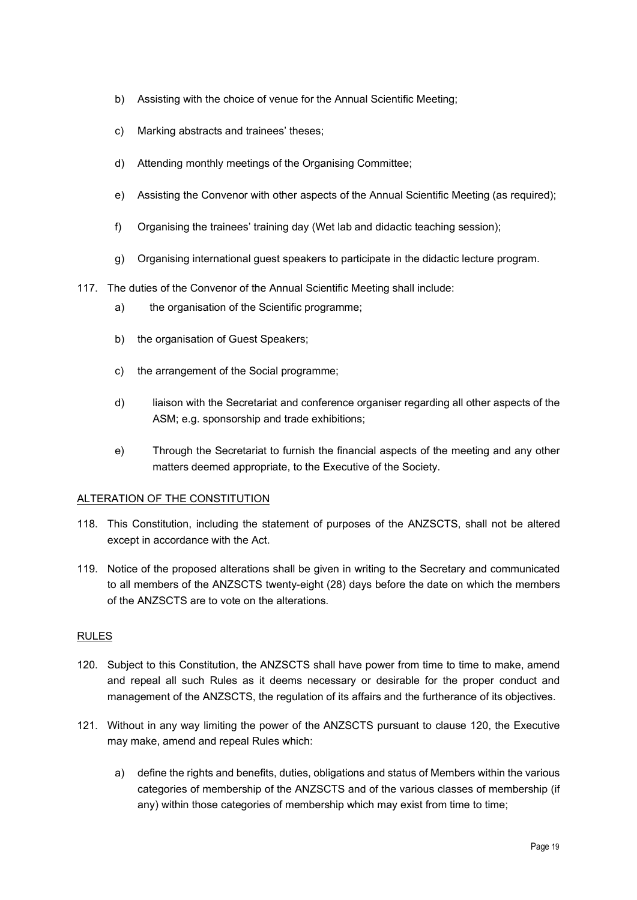b) Assisting with the choice of venue for the Annual Scientific Meeting;

c) Marking abstracts and trainees' theses;

d) Attending monthly meetings of the Organising Committee;

e) Assisting the Convenor with other aspects of the Annual Scientific Meeting (as required);

f) Organising the trainees' training day (Wet lab and didactic teaching session);

g) Organising international guest speakers to participate in the didactic lecture program.

117. The duties of the Convenor of the Annual Scientific Meeting shall include:

a) the organisation of the Scientific programme;

b) the organisation of Guest Speakers;

c) the arrangement of the Social programme;

d) liaison with the Secretariat and conference organiser regarding all other aspects of the ASM; e.g. sponsorship and trade exhibitions;

e) Through the Secretariat to furnish the financial aspects of the meeting and any other matters deemed appropriate, to the Executive of the Society.

ALTERATION OF THE CONSTITUTION

118. This Constitution, including the statement of purposes of the ANZSCTS, shall not be altered except in accordance with the Act.

119. Notice of the proposed alterations shall be given in writing to the Secretary and communicated to all members of the ANZSCTS twenty-eight (28) days before the date on which the members of the ANZSCTS are to vote on the alterations.

RULES

120. Subject to this Constitution, the ANZSCTS shall have power from time to time to make, amend and repeal all such Rules as it deems necessary or desirable for the proper conduct and management of the ANZSCTS, the regulation of its affairs and the furtherance of its objectives.

121. Without in any way limiting the power of the ANZSCTS pursuant to clause 120, the Executive may make, amend and repeal Rules which:

a) define the rights and benefits, duties, obligations and status of Members within the various categories of membership of the ANZSCTS and of the various classes of membership (if any) within those categories of membership which may exist from time to time;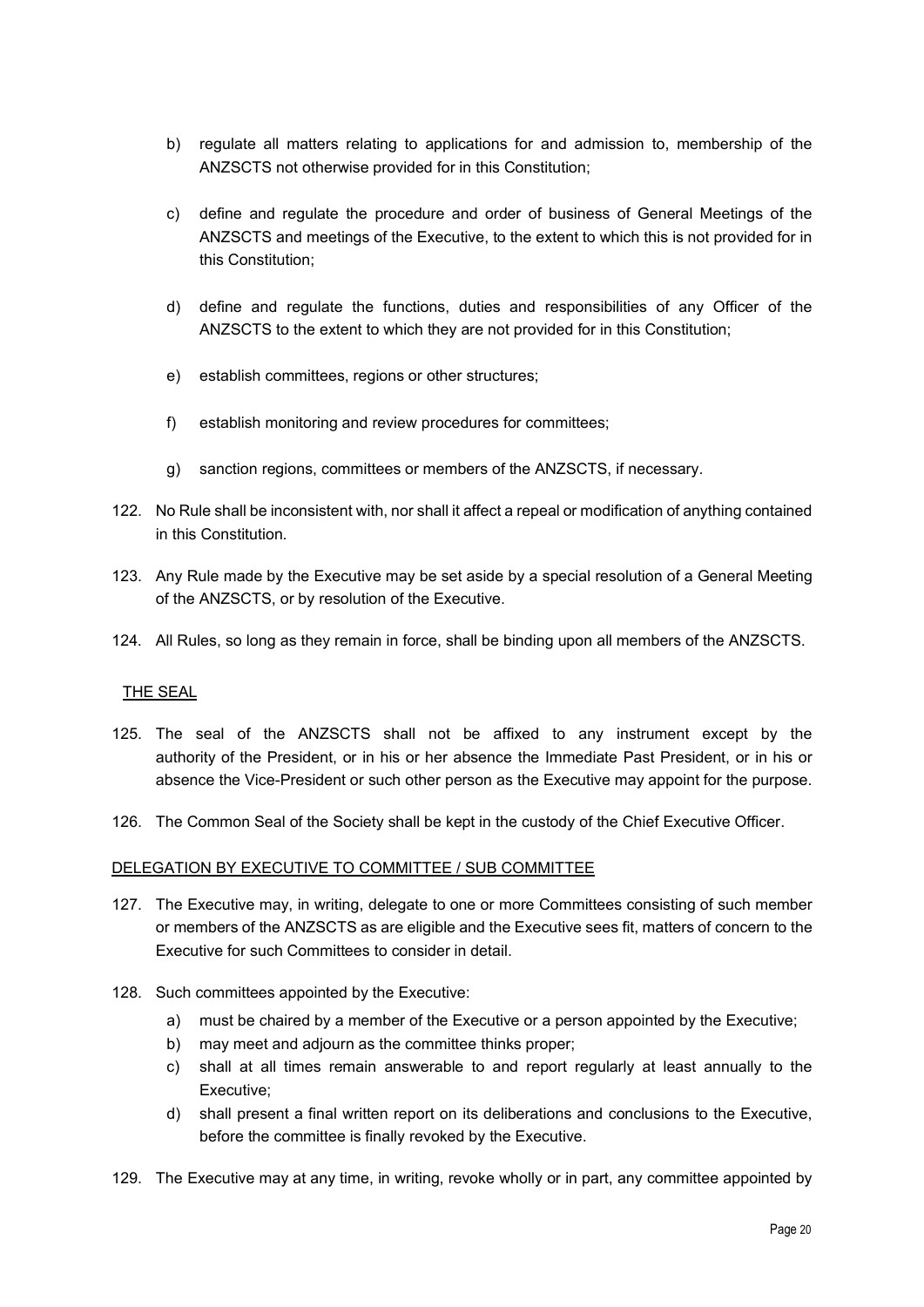b) regulate all matters relating to applications for and admission to, membership of the ANZSCTS not otherwise provided for in this Constitution;

c) define and regulate the procedure and order of business of General Meetings of the ANZSCTS and meetings of the Executive, to the extent to which this is not provided for in this Constitution;

d) define and regulate the functions, duties and responsibilities of any Officer of the ANZSCTS to the extent to which they are not provided for in this Constitution;

e) establish committees, regions or other structures;

f) establish monitoring and review procedures for committees;

g) sanction regions, committees or members of the ANZSCTS, if necessary.

122. No Rule shall be inconsistent with, nor shall it affect a repeal or modification of anything contained in this Constitution.

123. Any Rule made by the Executive may be set aside by a special resolution of a General Meeting of the ANZSCTS, or by resolution of the Executive.

124. All Rules, so long as they remain in force, shall be binding upon all members of the ANZSCTS.

## THE SEAL

125. The seal of the ANZSCTS shall not be affixed to any instrument except by the authority of the President, or in his or her absence the Immediate Past President, or in his or absence the Vice-President or such other person as the Executive may appoint for the purpose.

126. The Common Seal of the Society shall be kept in the custody of the Chief Executive Officer.

## DELEGATION BY EXECUTIVE TO COMMITTEE / SUB COMMITTEE

127. The Executive may, in writing, delegate to one or more Committees consisting of such member or members of the ANZSCTS as are eligible and the Executive sees fit, matters of concern to the Executive for such Committees to consider in detail.

128. Such committees appointed by the Executive:
    a) must be chaired by a member of the Executive or a person appointed by the Executive;
    b) may meet and adjourn as the committee thinks proper;
    c) shall at all times remain answerable to and report regularly at least annually to the Executive;
    d) shall present a final written report on its deliberations and conclusions to the Executive, before the committee is finally revoked by the Executive.

129. The Executive may at any time, in writing, revoke wholly or in part, any committee appointed by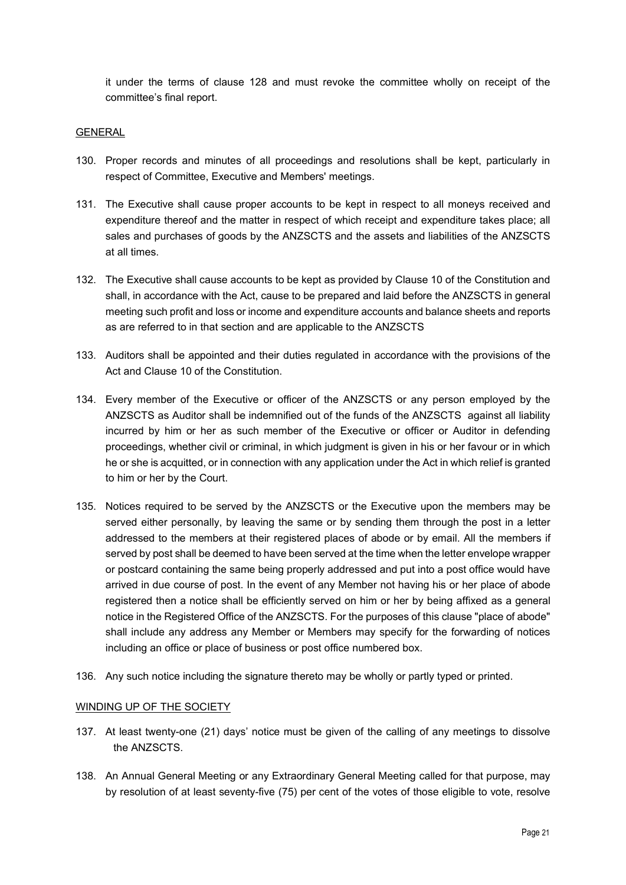it under the terms of clause 128 and must revoke the committee wholly on receipt of the committee's final report.

GENERAL

130. Proper records and minutes of all proceedings and resolutions shall be kept, particularly in respect of Committee, Executive and Members' meetings.

131. The Executive shall cause proper accounts to be kept in respect to all moneys received and expenditure thereof and the matter in respect of which receipt and expenditure takes place; all sales and purchases of goods by the ANZSCTS and the assets and liabilities of the ANZSCTS at all times.

132. The Executive shall cause accounts to be kept as provided by Clause 10 of the Constitution and shall, in accordance with the Act, cause to be prepared and laid before the ANZSCTS in general meeting such profit and loss or income and expenditure accounts and balance sheets and reports as are referred to in that section and are applicable to the ANZSCTS

133. Auditors shall be appointed and their duties regulated in accordance with the provisions of the Act and Clause 10 of the Constitution.

134. Every member of the Executive or officer of the ANZSCTS or any person employed by the ANZSCTS as Auditor shall be indemnified out of the funds of the ANZSCTS against all liability incurred by him or her as such member of the Executive or officer or Auditor in defending proceedings, whether civil or criminal, in which judgment is given in his or her favour or in which he or she is acquitted, or in connection with any application under the Act in which relief is granted to him or her by the Court.

135. Notices required to be served by the ANZSCTS or the Executive upon the members may be served either personally, by leaving the same or by sending them through the post in a letter addressed to the members at their registered places of abode or by email. All the members if served by post shall be deemed to have been served at the time when the letter envelope wrapper or postcard containing the same being properly addressed and put into a post office would have arrived in due course of post. In the event of any Member not having his or her place of abode registered then a notice shall be efficiently served on him or her by being affixed as a general notice in the Registered Office of the ANZSCTS. For the purposes of this clause "place of abode" shall include any address any Member or Members may specify for the forwarding of notices including an office or place of business or post office numbered box.

136. Any such notice including the signature thereto may be wholly or partly typed or printed.

WINDING UP OF THE SOCIETY

137. At least twenty-one (21) days' notice must be given of the calling of any meetings to dissolve the ANZSCTS.

138. An Annual General Meeting or any Extraordinary General Meeting called for that purpose, may by resolution of at least seventy-five (75) per cent of the votes of those eligible to vote, resolve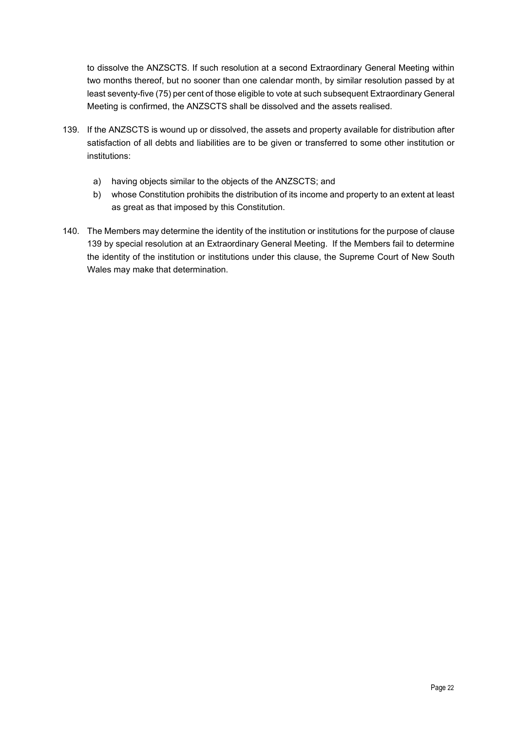to dissolve the ANZSCTS. If such resolution at a second Extraordinary General Meeting within two months thereof, but no sooner than one calendar month, by similar resolution passed by at least seventy-five (75) per cent of those eligible to vote at such subsequent Extraordinary General Meeting is confirmed, the ANZSCTS shall be dissolved and the assets realised.

139. If the ANZSCTS is wound up or dissolved, the assets and property available for distribution after satisfaction of all debts and liabilities are to be given or transferred to some other institution or institutions:

    a) having objects similar to the objects of the ANZSCTS; and
    b) whose Constitution prohibits the distribution of its income and property to an extent at least as great as that imposed by this Constitution.

140. The Members may determine the identity of the institution or institutions for the purpose of clause 139 by special resolution at an Extraordinary General Meeting. If the Members fail to determine the identity of the institution or institutions under this clause, the Supreme Court of New South Wales may make that determination.